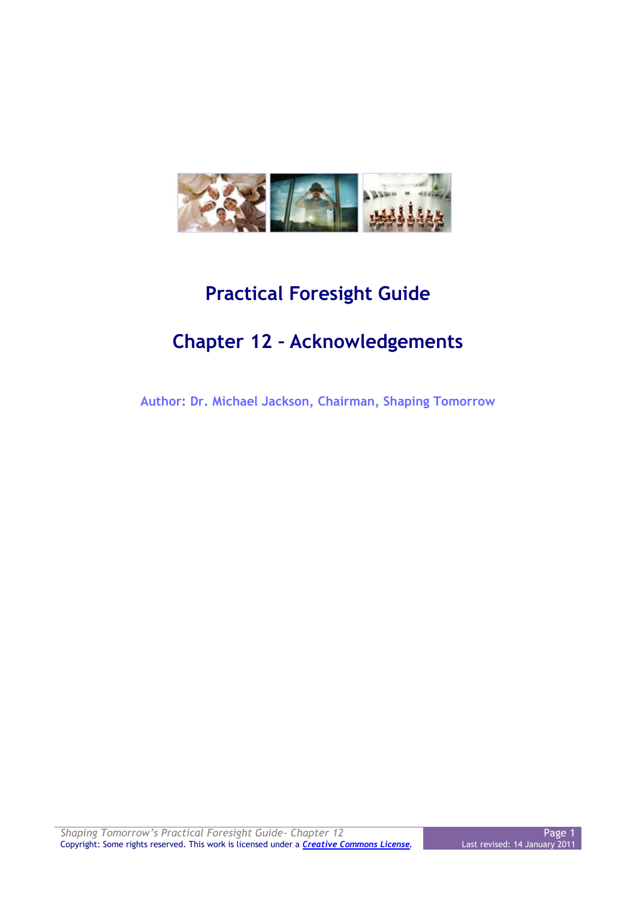# Practical Foresight Guide

# Chapter 12 – Acknowledgements

**Author: Dr. Michael Jackson, Chairman, Shaping Tomorrow**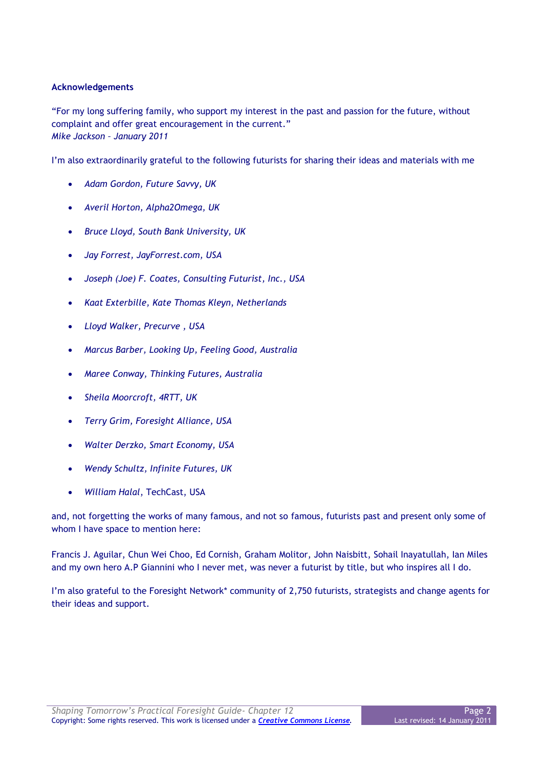**Acknowledgements**

"For my long suffering family, who support my interest in the past and passion for the future, without complaint and offer great encouragement in the current."
*Mike Jackson – January 2011*

I'm also extraordinarily grateful to the following futurists for sharing their ideas and materials with me

- *Adam Gordon, Future Savvy, UK*
- *Averil Horton, Alpha2Omega, UK*
- *Bruce Lloyd, South Bank University, UK*
- *Jay Forrest, JayForrest.com, USA*
- *Joseph (Joe) F. Coates, Consulting Futurist, Inc., USA*
- *Kaat Exterbille, Kate Thomas Kleyn, Netherlands*
- *Lloyd Walker, Precurve , USA*
- *Marcus Barber, Looking Up, Feeling Good, Australia*
- *Maree Conway, Thinking Futures, Australia*
- *Sheila Moorcroft, 4RTT, UK*
- *Terry Grim, Foresight Alliance, USA*
- *Walter Derzko, Smart Economy, USA*
- *Wendy Schultz, Infinite Futures, UK*
- *William Halal*, TechCast, USA

and, not forgetting the works of many famous, and not so famous, futurists past and present only some of whom I have space to mention here:

Francis J. Aguilar, Chun Wei Choo, Ed Cornish, Graham Molitor, John Naisbitt, Sohail Inayatullah, Ian Miles and my own hero A.P Giannini who I never met, was never a futurist by title, but who inspires all I do.

I'm also grateful to the Foresight Network* community of 2,750 futurists, strategists and change agents for their ideas and support.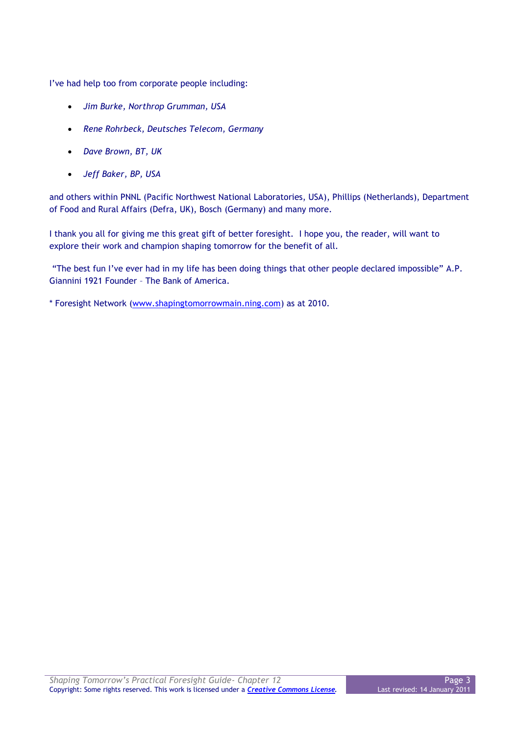I've had help too from corporate people including:

- *Jim Burke, Northrop Grumman, USA*
- *Rene Rohrbeck, Deutsches Telecom, Germany*
- *Dave Brown, BT, UK*
- *Jeff Baker, BP, USA*

and others within PNNL (Pacific Northwest National Laboratories, USA), Phillips (Netherlands), Department of Food and Rural Affairs (Defra, UK), Bosch (Germany) and many more.

I thank you all for giving me this great gift of better foresight. I hope you, the reader, will want to explore their work and champion shaping tomorrow for the benefit of all.

"The best fun I've ever had in my life has been doing things that other people declared impossible" A.P. Giannini 1921 Founder – The Bank of America.

* Foresight Network (www.shapingtomorrowmain.ning.com) as at 2010.